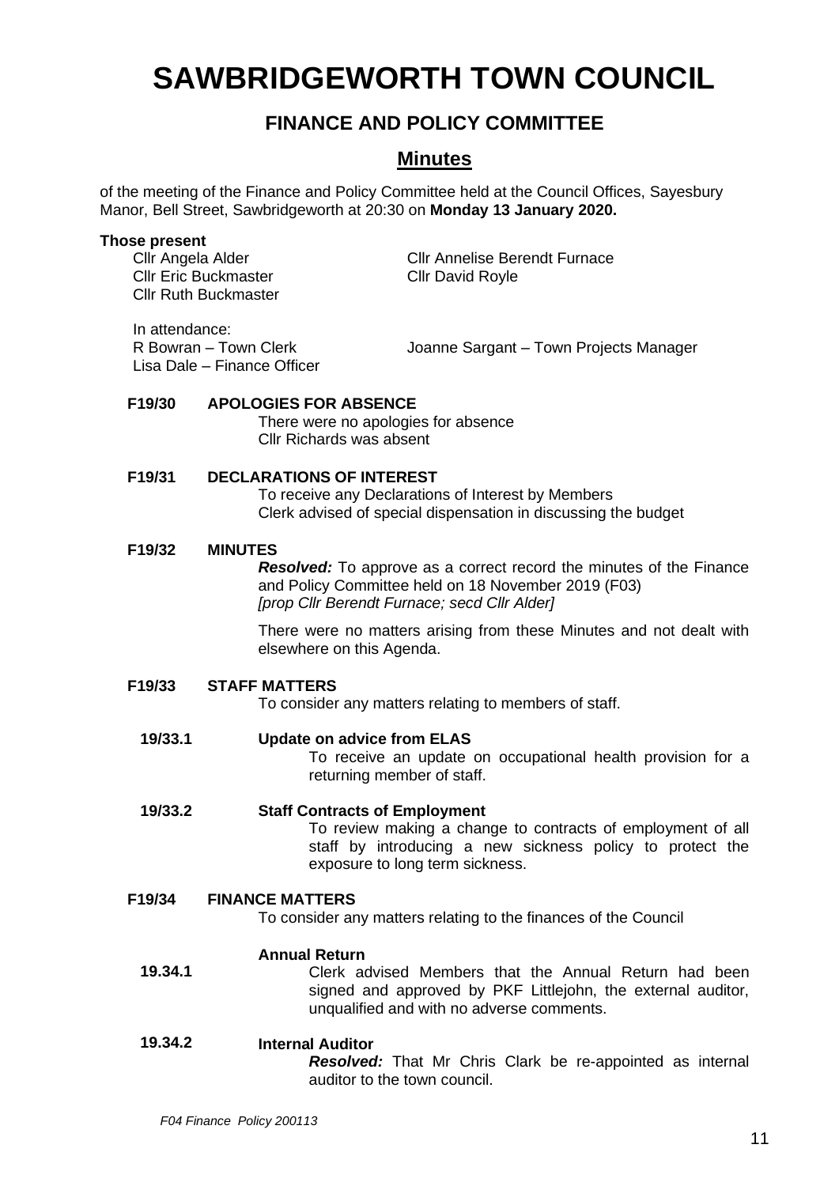# SAWBRIDGEWORTH TOWN COUNCIL

## FINANCE AND POLICY COMMITTEE

## Minutes

of the meeting of the Finance and Policy Committee held at the Council Offices, Sayesbury Manor, Bell Street, Sawbridgeworth at 20:30 on **Monday 13 January 2020.**

**Those present**

Cllr Angela Alder
Cllr Annelise Berendt Furnace
Cllr Eric Buckmaster
Cllr David Royle
Cllr Ruth Buckmaster

In attendance:
R Bowran – Town Clerk
Joanne Sargant – Town Projects Manager
Lisa Dale – Finance Officer

**F19/30 APOLOGIES FOR ABSENCE**

There were no apologies for absence
Cllr Richards was absent

**F19/31 DECLARATIONS OF INTEREST**

To receive any Declarations of Interest by Members
Clerk advised of special dispensation in discussing the budget

**F19/32 MINUTES**

***Resolved:*** To approve as a correct record the minutes of the Finance and Policy Committee held on 18 November 2019 (F03)
*[prop Cllr Berendt Furnace; secd Cllr Alder]*

There were no matters arising from these Minutes and not dealt with elsewhere on this Agenda.

**F19/33 STAFF MATTERS**

To consider any matters relating to members of staff.

**19/33.1 Update on advice from ELAS**

To receive an update on occupational health provision for a returning member of staff.

**19/33.2 Staff Contracts of Employment**

To review making a change to contracts of employment of all staff by introducing a new sickness policy to protect the exposure to long term sickness.

**F19/34 FINANCE MATTERS**

To consider any matters relating to the finances of the Council

**19.34.1 Annual Return**

Clerk advised Members that the Annual Return had been signed and approved by PKF Littlejohn, the external auditor, unqualified and with no adverse comments.

**19.34.2 Internal Auditor**

***Resolved:*** That Mr Chris Clark be re-appointed as internal auditor to the town council.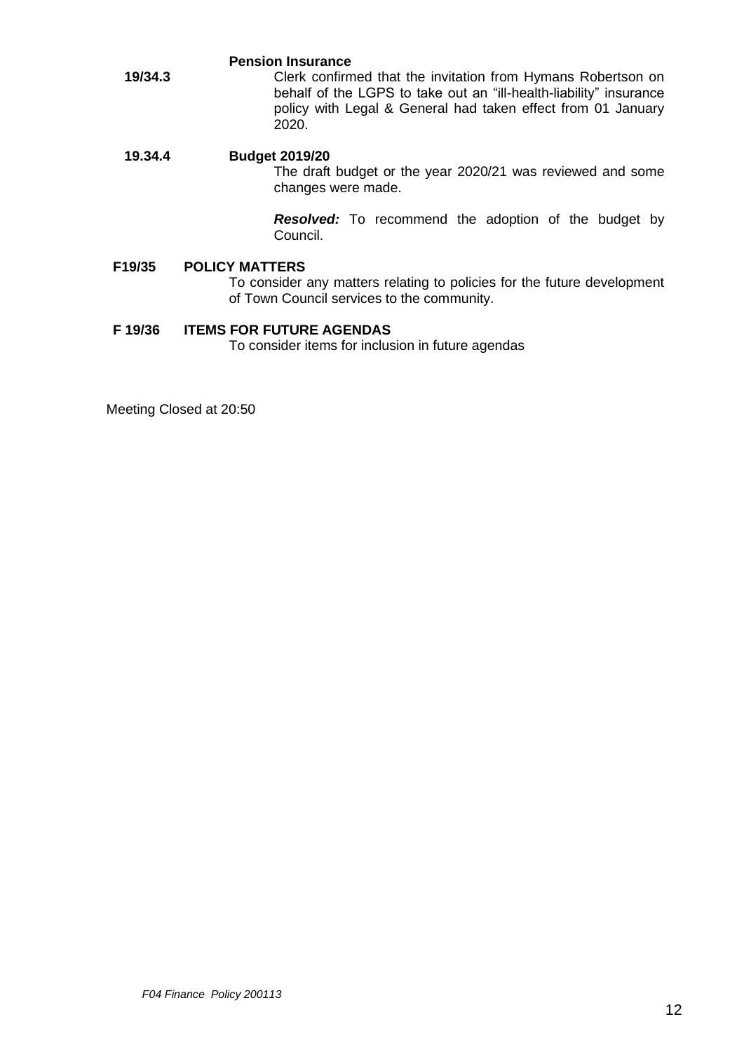**19/34.3** **Pension Insurance**

Clerk confirmed that the invitation from Hymans Robertson on behalf of the LGPS to take out an "ill-health-liability" insurance policy with Legal & General had taken effect from 01 January 2020.

**19.34.4** **Budget 2019/20**

The draft budget or the year 2020/21 was reviewed and some changes were made.

***Resolved:*** To recommend the adoption of the budget by Council.

**F19/35 POLICY MATTERS**

To consider any matters relating to policies for the future development of Town Council services to the community.

**F 19/36 ITEMS FOR FUTURE AGENDAS**

To consider items for inclusion in future agendas

Meeting Closed at 20:50